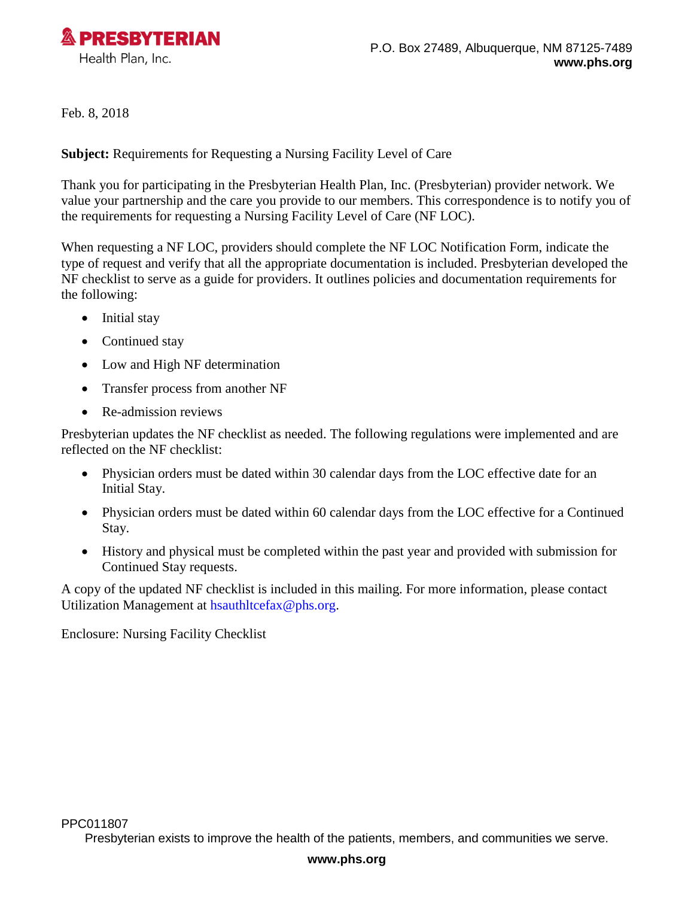**PRESBYTERIAN**
Health Plan, Inc.

P.O. Box 27489, Albuquerque, NM 87125-7489
**www.phs.org**

Feb. 8, 2018

**Subject:** Requirements for Requesting a Nursing Facility Level of Care

Thank you for participating in the Presbyterian Health Plan, Inc. (Presbyterian) provider network. We value your partnership and the care you provide to our members. This correspondence is to notify you of the requirements for requesting a Nursing Facility Level of Care (NF LOC).

When requesting a NF LOC, providers should complete the NF LOC Notification Form, indicate the type of request and verify that all the appropriate documentation is included. Presbyterian developed the NF checklist to serve as a guide for providers. It outlines policies and documentation requirements for the following:

- Initial stay
- Continued stay
- Low and High NF determination
- Transfer process from another NF
- Re-admission reviews

Presbyterian updates the NF checklist as needed. The following regulations were implemented and are reflected on the NF checklist:

- Physician orders must be dated within 30 calendar days from the LOC effective date for an Initial Stay.
- Physician orders must be dated within 60 calendar days from the LOC effective for a Continued Stay.
- History and physical must be completed within the past year and provided with submission for Continued Stay requests.

A copy of the updated NF checklist is included in this mailing. For more information, please contact Utilization Management at hsauthltcefax@phs.org.

Enclosure: Nursing Facility Checklist

PPC011807

Presbyterian exists to improve the health of the patients, members, and communities we serve.

**www.phs.org**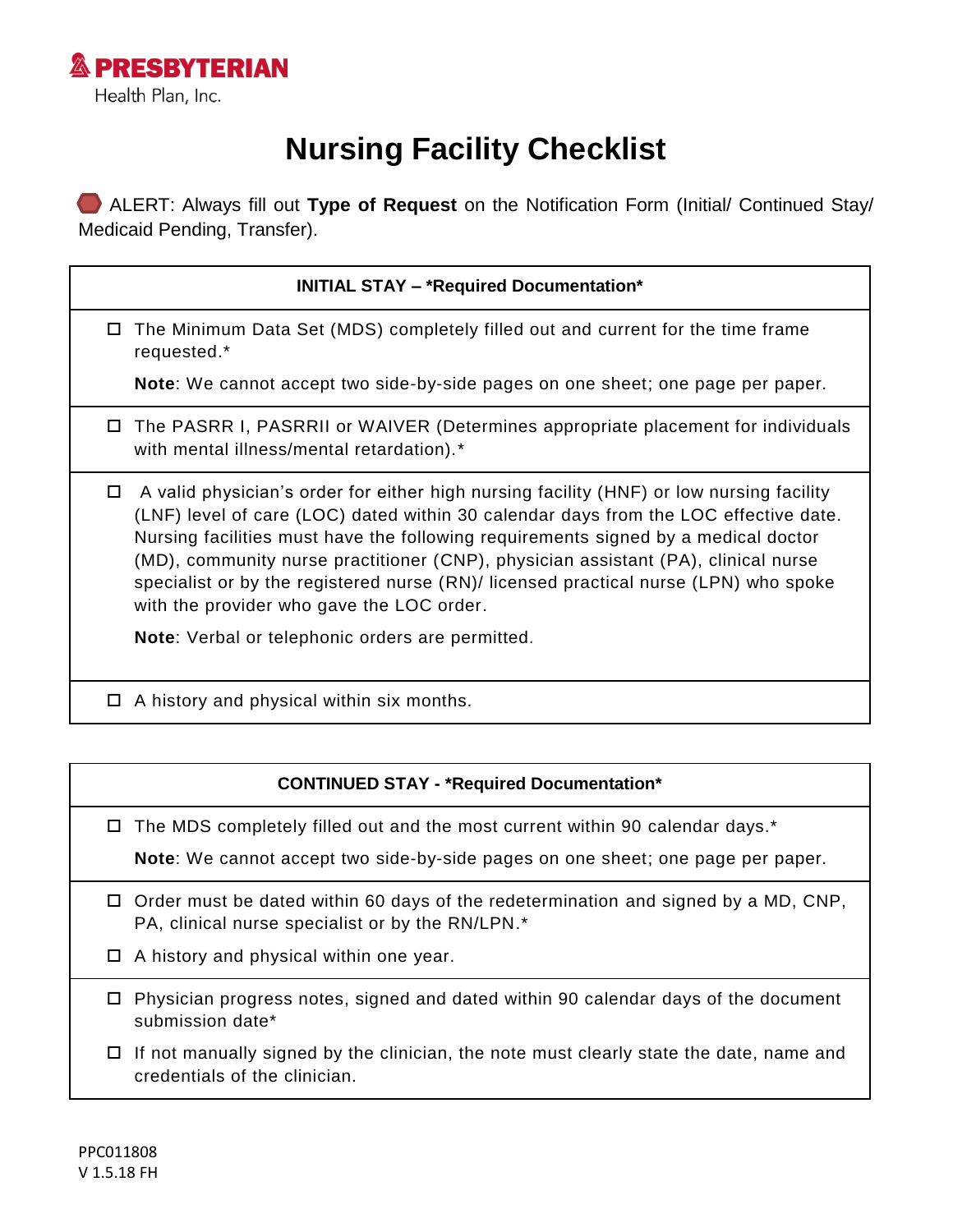**PRESBYTERIAN**
Health Plan, Inc.

# Nursing Facility Checklist

ALERT: Always fill out **Type of Request** on the Notification Form (Initial/ Continued Stay/ Medicaid Pending, Transfer).

| INITIAL STAY – *Required Documentation* |
|---|
| ☐ The Minimum Data Set (MDS) completely filled out and current for the time frame requested.*<br><br>**Note**: We cannot accept two side-by-side pages on one sheet; one page per paper. |
| ☐ The PASRR I, PASRRII or WAIVER (Determines appropriate placement for individuals with mental illness/mental retardation).* |
| ☐ A valid physician's order for either high nursing facility (HNF) or low nursing facility (LNF) level of care (LOC) dated within 30 calendar days from the LOC effective date. Nursing facilities must have the following requirements signed by a medical doctor (MD), community nurse practitioner (CNP), physician assistant (PA), clinical nurse specialist or by the registered nurse (RN)/ licensed practical nurse (LPN) who spoke with the provider who gave the LOC order.<br><br>**Note**: Verbal or telephonic orders are permitted. |
| ☐ A history and physical within six months. |

| CONTINUED STAY - *Required Documentation* |
|---|
| ☐ The MDS completely filled out and the most current within 90 calendar days.*<br><br>**Note**: We cannot accept two side-by-side pages on one sheet; one page per paper. |
| ☐ Order must be dated within 60 days of the redetermination and signed by a MD, CNP, PA, clinical nurse specialist or by the RN/LPN.*<br><br>☐ A history and physical within one year. |
| ☐ Physician progress notes, signed and dated within 90 calendar days of the document submission date*<br><br>☐ If not manually signed by the clinician, the note must clearly state the date, name and credentials of the clinician. |

PPC011808
V 1.5.18 FH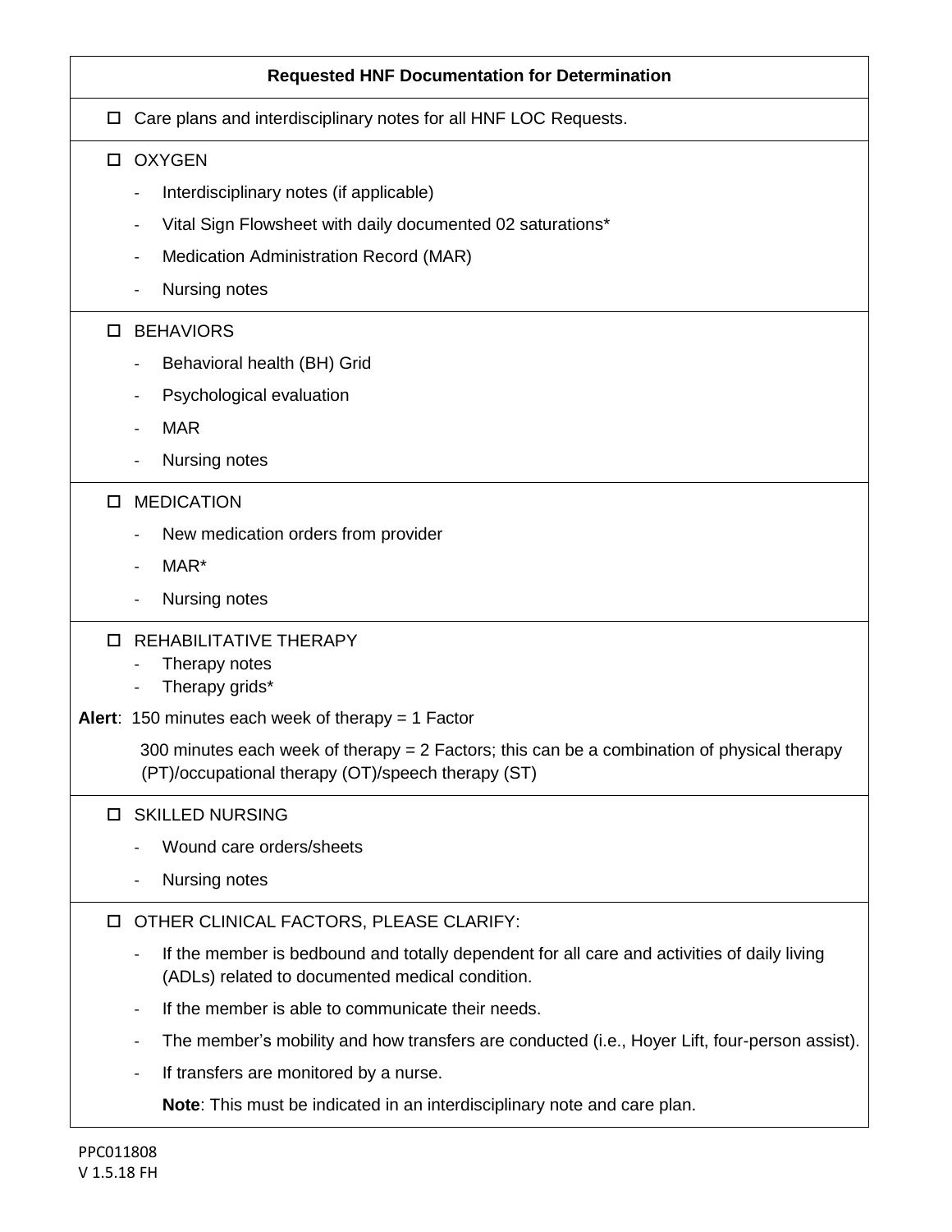**Requested HNF Documentation for Determination**

- ☐ Care plans and interdisciplinary notes for all HNF LOC Requests.

- ☐ OXYGEN
  - Interdisciplinary notes (if applicable)
  - Vital Sign Flowsheet with daily documented 02 saturations*
  - Medication Administration Record (MAR)
  - Nursing notes

- ☐ BEHAVIORS
  - Behavioral health (BH) Grid
  - Psychological evaluation
  - MAR
  - Nursing notes

- ☐ MEDICATION
  - New medication orders from provider
  - MAR*
  - Nursing notes

- ☐ REHABILITATIVE THERAPY
  - Therapy notes
  - Therapy grids*

**Alert**: 150 minutes each week of therapy = 1 Factor

300 minutes each week of therapy = 2 Factors; this can be a combination of physical therapy (PT)/occupational therapy (OT)/speech therapy (ST)

- ☐ SKILLED NURSING
  - Wound care orders/sheets
  - Nursing notes

- ☐ OTHER CLINICAL FACTORS, PLEASE CLARIFY:
  - If the member is bedbound and totally dependent for all care and activities of daily living (ADLs) related to documented medical condition.
  - If the member is able to communicate their needs.
  - The member's mobility and how transfers are conducted (i.e., Hoyer Lift, four-person assist).
  - If transfers are monitored by a nurse.

  **Note**: This must be indicated in an interdisciplinary note and care plan.

PPC011808
V 1.5.18 FH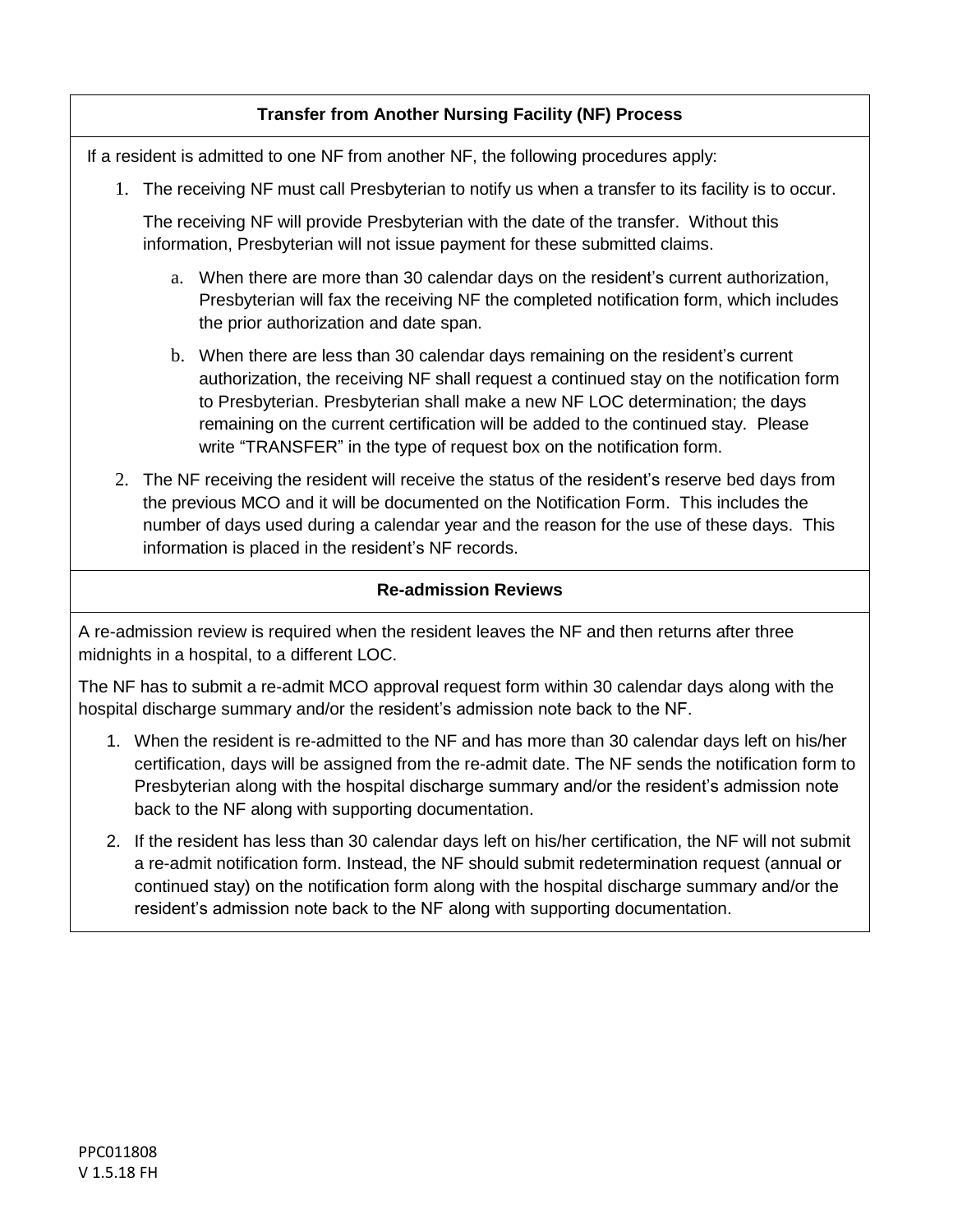## Transfer from Another Nursing Facility (NF) Process

If a resident is admitted to one NF from another NF, the following procedures apply:

1. The receiving NF must call Presbyterian to notify us when a transfer to its facility is to occur.

   The receiving NF will provide Presbyterian with the date of the transfer. Without this information, Presbyterian will not issue payment for these submitted claims.

   a. When there are more than 30 calendar days on the resident's current authorization, Presbyterian will fax the receiving NF the completed notification form, which includes the prior authorization and date span.

   b. When there are less than 30 calendar days remaining on the resident's current authorization, the receiving NF shall request a continued stay on the notification form to Presbyterian. Presbyterian shall make a new NF LOC determination; the days remaining on the current certification will be added to the continued stay. Please write "TRANSFER" in the type of request box on the notification form.

2. The NF receiving the resident will receive the status of the resident's reserve bed days from the previous MCO and it will be documented on the Notification Form. This includes the number of days used during a calendar year and the reason for the use of these days. This information is placed in the resident's NF records.

## Re-admission Reviews

A re-admission review is required when the resident leaves the NF and then returns after three midnights in a hospital, to a different LOC.

The NF has to submit a re-admit MCO approval request form within 30 calendar days along with the hospital discharge summary and/or the resident's admission note back to the NF.

1. When the resident is re-admitted to the NF and has more than 30 calendar days left on his/her certification, days will be assigned from the re-admit date. The NF sends the notification form to Presbyterian along with the hospital discharge summary and/or the resident's admission note back to the NF along with supporting documentation.
2. If the resident has less than 30 calendar days left on his/her certification, the NF will not submit a re-admit notification form. Instead, the NF should submit redetermination request (annual or continued stay) on the notification form along with the hospital discharge summary and/or the resident's admission note back to the NF along with supporting documentation.

PPC011808
V 1.5.18 FH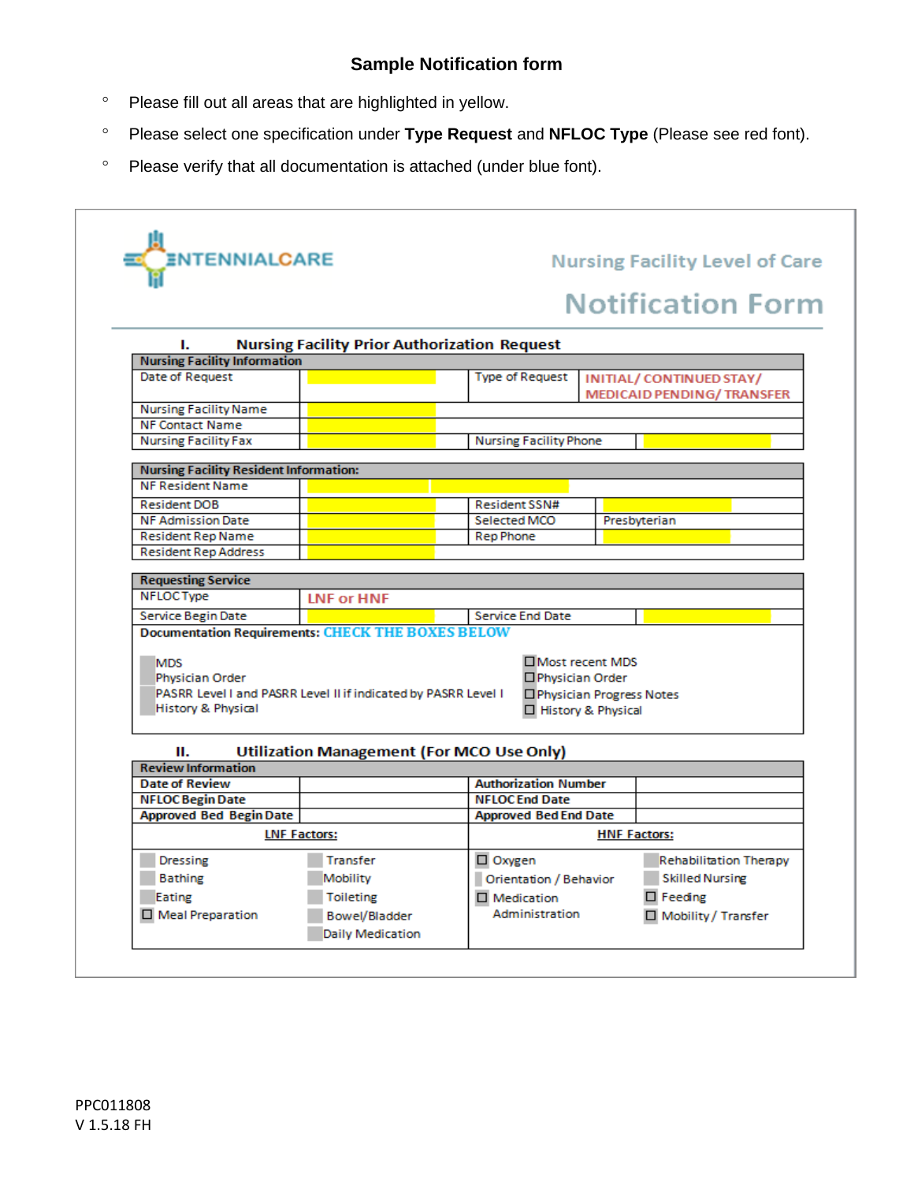## Sample Notification form

- Please fill out all areas that are highlighted in yellow.
- Please select one specification under **Type Request** and **NFLOC Type** (Please see red font).
- Please verify that all documentation is attached (under blue font).

CENTENNIALCARE

Nursing Facility Level of Care

# Notification Form

### I. Nursing Facility Prior Authorization Request

| **Nursing Facility Information** | | | |
|---|---|---|---|
| Date of Request | | Type of Request | INITIAL/ CONTINUED STAY/ MEDICAID PENDING/ TRANSFER |
| Nursing Facility Name | | | |
| NF Contact Name | | | |
| Nursing Facility Fax | | Nursing Facility Phone | |

| **Nursing Facility Resident Information:** | | | |
|---|---|---|---|
| NF Resident Name | | | |
| Resident DOB | | Resident SSN# | |
| NF Admission Date | | Selected MCO | Presbyterian |
| Resident Rep Name | | Rep Phone | |
| Resident Rep Address | | | |

| **Requesting Service** | | | |
|---|---|---|---|
| NFLOC Type | LNF or HNF | | |
| Service Begin Date | | Service End Date | |

**Documentation Requirements: CHECK THE BOXES BELOW**

| LNF | HNF |
|---|---|
| ☐ MDS | ☐ Most recent MDS |
| ☐ Physician Order | ☐ Physician Order |
| ☐ PASRR Level I and PASRR Level II if indicated by PASRR Level I | ☐ Physician Progress Notes |
| ☐ History & Physical | ☐ History & Physical |

### II. Utilization Management (For MCO Use Only)

| **Review Information** | | | |
|---|---|---|---|
| **Date of Review** | | **Authorization Number** | |
| **NFLOC Begin Date** | | **NFLOC End Date** | |
| **Approved Bed Begin Date** | | **Approved Bed End Date** | |

| **LNF Factors:** | | **HNF Factors:** | |
|---|---|---|---|
| ☐ Dressing | ☐ Transfer | ☐ Oxygen | ☐ Rehabilitation Therapy |
| ☐ Bathing | ☐ Mobility | ☐ Orientation / Behavior | ☐ Skilled Nursing |
| ☐ Eating | ☐ Toileting | ☐ Medication Administration | ☐ Feeding |
| ☐ Meal Preparation | ☐ Bowel/Bladder | | ☐ Mobility / Transfer |
| | ☐ Daily Medication | | |

PPC011808
V 1.5.18 FH